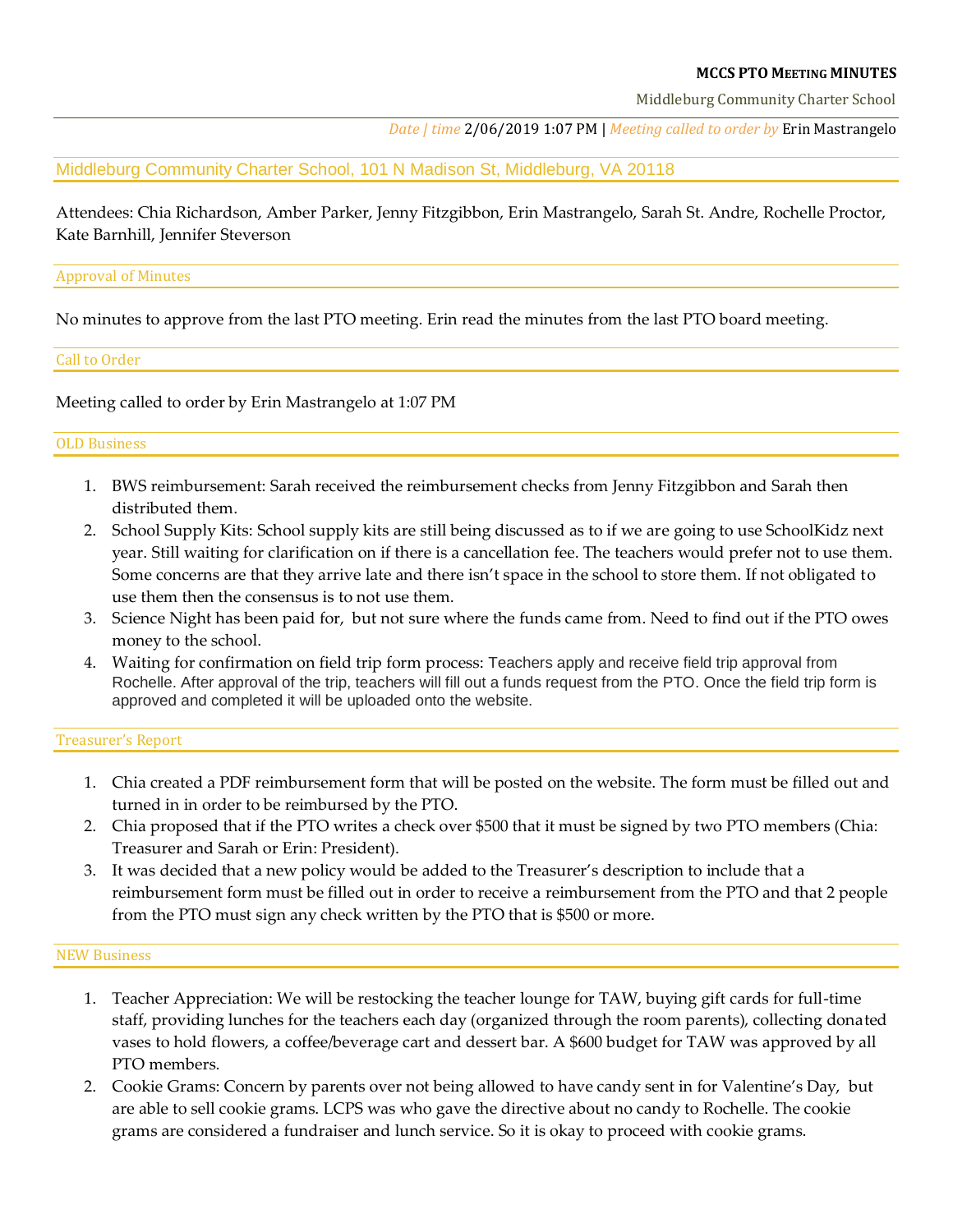**MCCS PTO MEETING MINUTES**

Middleburg Community Charter School

*Date | time* 2/06/2019 1:07 PM | *Meeting called to order by* Erin Mastrangelo

## Middleburg Community Charter School, 101 N Madison St, Middleburg, VA 20118

Attendees: Chia Richardson, Amber Parker, Jenny Fitzgibbon, Erin Mastrangelo, Sarah St. Andre, Rochelle Proctor, Kate Barnhill, Jennifer Steverson

### Approval of Minutes

No minutes to approve from the last PTO meeting. Erin read the minutes from the last PTO board meeting.

### Call to Order

Meeting called to order by Erin Mastrangelo at 1:07 PM

### OLD Business

1. BWS reimbursement: Sarah received the reimbursement checks from Jenny Fitzgibbon and Sarah then distributed them.
2. School Supply Kits: School supply kits are still being discussed as to if we are going to use SchoolKidz next year. Still waiting for clarification on if there is a cancellation fee. The teachers would prefer not to use them. Some concerns are that they arrive late and there isn't space in the school to store them. If not obligated to use them then the consensus is to not use them.
3. Science Night has been paid for, but not sure where the funds came from. Need to find out if the PTO owes money to the school.
4. Waiting for confirmation on field trip form process: Teachers apply and receive field trip approval from Rochelle. After approval of the trip, teachers will fill out a funds request from the PTO. Once the field trip form is approved and completed it will be uploaded onto the website.

### Treasurer's Report

1. Chia created a PDF reimbursement form that will be posted on the website. The form must be filled out and turned in in order to be reimbursed by the PTO.
2. Chia proposed that if the PTO writes a check over $500 that it must be signed by two PTO members (Chia: Treasurer and Sarah or Erin: President).
3. It was decided that a new policy would be added to the Treasurer's description to include that a reimbursement form must be filled out in order to receive a reimbursement from the PTO and that 2 people from the PTO must sign any check written by the PTO that is $500 or more.

### NEW Business

1. Teacher Appreciation: We will be restocking the teacher lounge for TAW, buying gift cards for full-time staff, providing lunches for the teachers each day (organized through the room parents), collecting donated vases to hold flowers, a coffee/beverage cart and dessert bar. A $600 budget for TAW was approved by all PTO members.
2. Cookie Grams: Concern by parents over not being allowed to have candy sent in for Valentine's Day, but are able to sell cookie grams. LCPS was who gave the directive about no candy to Rochelle. The cookie grams are considered a fundraiser and lunch service. So it is okay to proceed with cookie grams.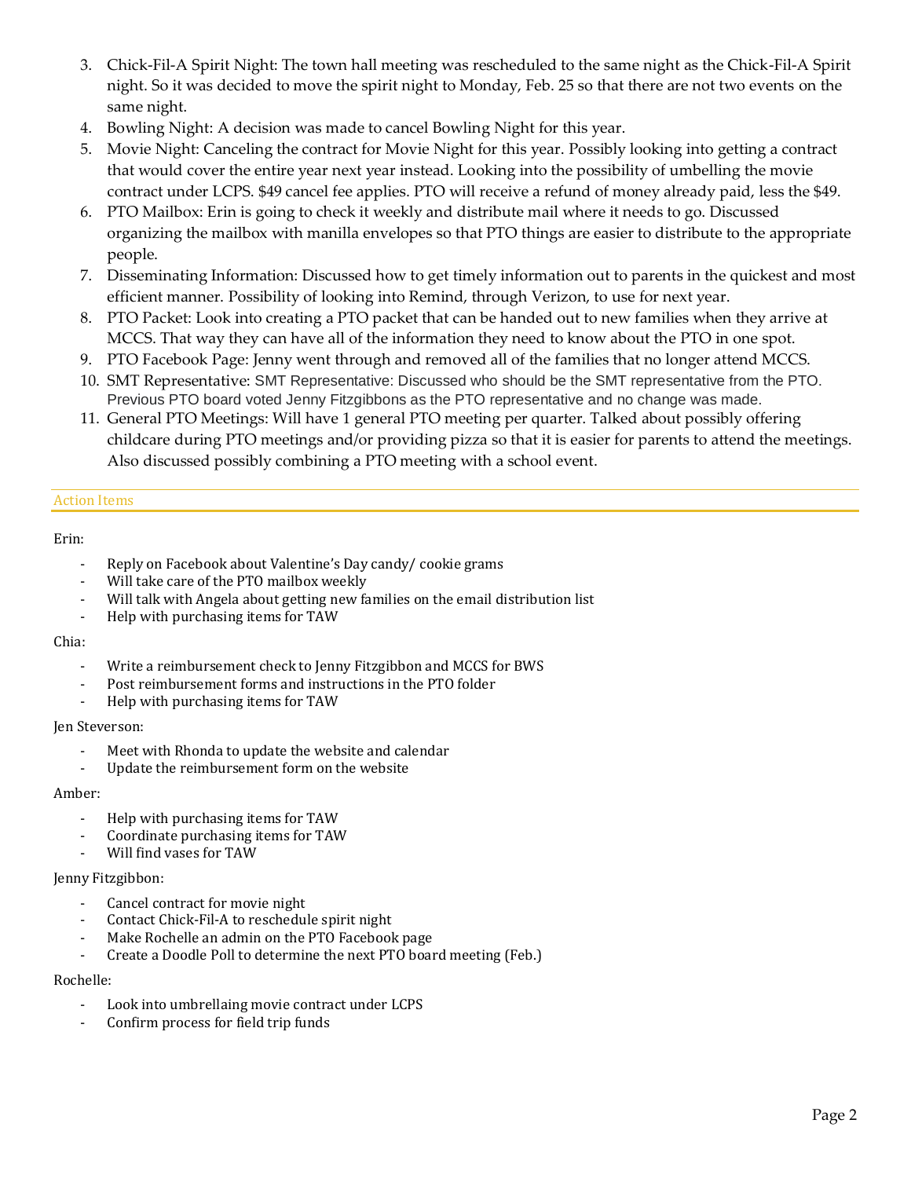3. Chick-Fil-A Spirit Night: The town hall meeting was rescheduled to the same night as the Chick-Fil-A Spirit night. So it was decided to move the spirit night to Monday, Feb. 25 so that there are not two events on the same night.
4. Bowling Night: A decision was made to cancel Bowling Night for this year.
5. Movie Night: Canceling the contract for Movie Night for this year. Possibly looking into getting a contract that would cover the entire year next year instead. Looking into the possibility of umbelling the movie contract under LCPS. $49 cancel fee applies. PTO will receive a refund of money already paid, less the $49.
6. PTO Mailbox: Erin is going to check it weekly and distribute mail where it needs to go. Discussed organizing the mailbox with manilla envelopes so that PTO things are easier to distribute to the appropriate people.
7. Disseminating Information: Discussed how to get timely information out to parents in the quickest and most efficient manner. Possibility of looking into Remind, through Verizon, to use for next year.
8. PTO Packet: Look into creating a PTO packet that can be handed out to new families when they arrive at MCCS. That way they can have all of the information they need to know about the PTO in one spot.
9. PTO Facebook Page: Jenny went through and removed all of the families that no longer attend MCCS.
10. SMT Representative: SMT Representative: Discussed who should be the SMT representative from the PTO. Previous PTO board voted Jenny Fitzgibbons as the PTO representative and no change was made.
11. General PTO Meetings: Will have 1 general PTO meeting per quarter. Talked about possibly offering childcare during PTO meetings and/or providing pizza so that it is easier for parents to attend the meetings. Also discussed possibly combining a PTO meeting with a school event.

## Action Items

Erin:

- Reply on Facebook about Valentine's Day candy/ cookie grams
- Will take care of the PTO mailbox weekly
- Will talk with Angela about getting new families on the email distribution list
- Help with purchasing items for TAW

Chia:

- Write a reimbursement check to Jenny Fitzgibbon and MCCS for BWS
- Post reimbursement forms and instructions in the PTO folder
- Help with purchasing items for TAW

Jen Steverson:

- Meet with Rhonda to update the website and calendar
- Update the reimbursement form on the website

Amber:

- Help with purchasing items for TAW
- Coordinate purchasing items for TAW
- Will find vases for TAW

Jenny Fitzgibbon:

- Cancel contract for movie night
- Contact Chick-Fil-A to reschedule spirit night
- Make Rochelle an admin on the PTO Facebook page
- Create a Doodle Poll to determine the next PTO board meeting (Feb.)

Rochelle:

- Look into umbrellaing movie contract under LCPS
- Confirm process for field trip funds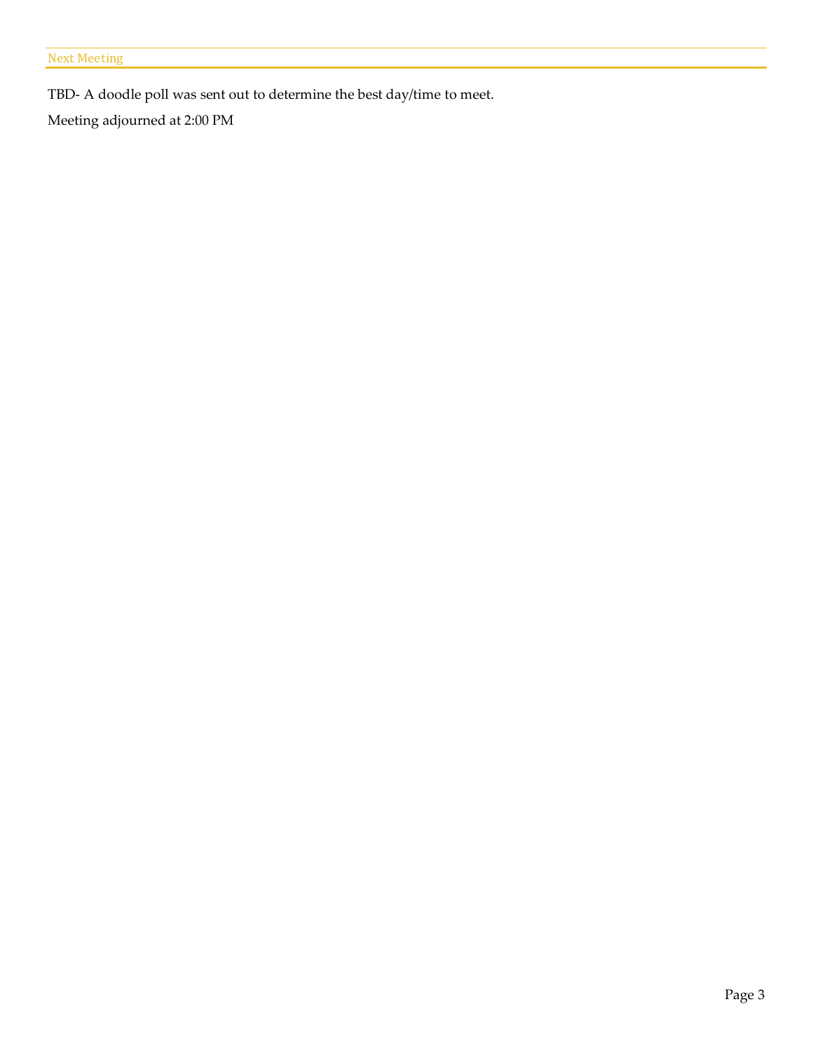## Next Meeting

TBD- A doodle poll was sent out to determine the best day/time to meet.

Meeting adjourned at 2:00 PM